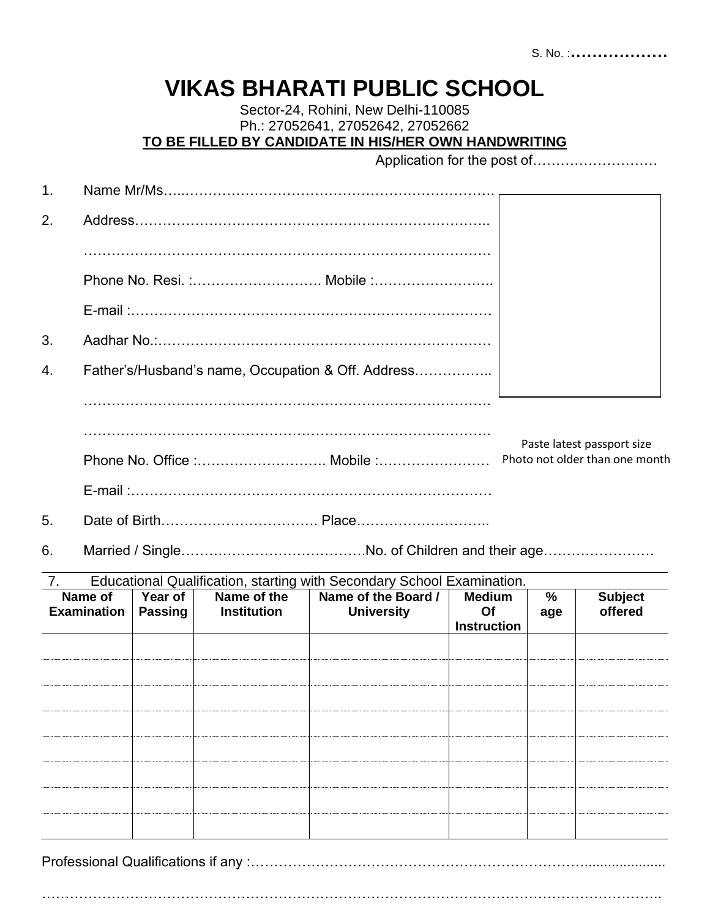S. No. :………………

# VIKAS BHARATI PUBLIC SCHOOL

Sector-24, Rohini, New Delhi-110085

Ph.: 27052641, 27052642, 27052662

**TO BE FILLED BY CANDIDATE IN HIS/HER OWN HANDWRITING**

Application for the post of………………………

1. Name Mr/Ms…..………………………………………………………….
2. Address…………………………………………………………………..

   …………………………………………………………………………….

   Phone No. Resi. :………………………. Mobile :……………………..

   E-mail :……………………………………………………………………
3. Aadhar No.:………………………………………………………………
4. Father's/Husband's name, Occupation & Off. Address……………..

   …………………………………………………………………………….

   …………………………………………………………………………….

   Phone No. Office :………………………. Mobile :……………………

   E-mail :……………………………………………………………………
5. Date of Birth……………………………. Place………………………..
6. Married / Single…………………………………No. of Children and their age……………………

Paste latest passport size Photo not older than one month

7. Educational Qualification, starting with Secondary School Examination.

| Name of Examination | Year of Passing | Name of the Institution | Name of the Board / University | Medium Of Instruction | % age | Subject offered |
|---|---|---|---|---|---|---|
| | | | | | | |
| | | | | | | |
| | | | | | | |
| | | | | | | |
| | | | | | | |
| | | | | | | |
| | | | | | | |
| | | | | | | |

Professional Qualifications if any :……………………………………………………………….................

…………………………………………………………………………………………………………………..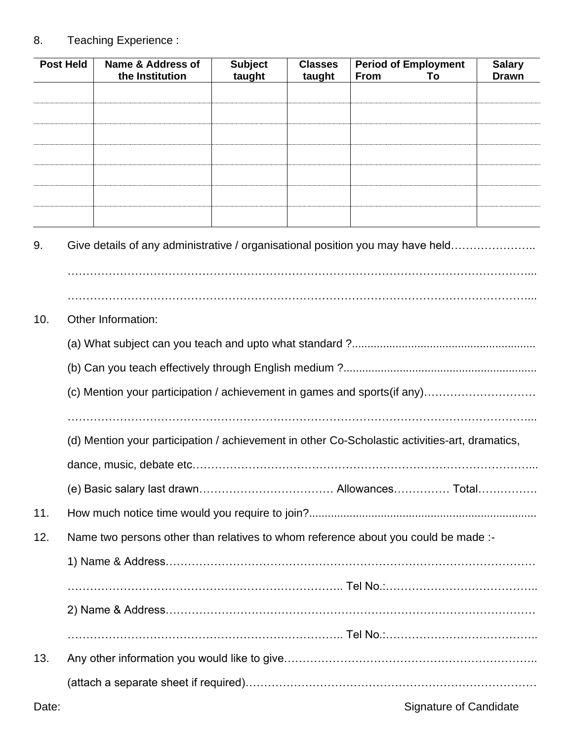8. Teaching Experience :

| Post Held | Name & Address of the Institution | Subject taught | Classes taught | Period of Employment From To | Salary Drawn |
|---|---|---|---|---|---|
| | | | | | |
| | | | | | |
| | | | | | |
| | | | | | |
| | | | | | |
| | | | | | |
| | | | | | |

9. Give details of any administrative / organisational position you may have held…………………..

……………………………………………………………………………………………………………...

……………………………………………………………………………………………………………...

10. Other Information:

(a) What subject can you teach and upto what standard ?..........................................................

(b) Can you teach effectively through English medium ?.............................................................

(c) Mention your participation / achievement in games and sports(if any)…………………………

……………………………………………………………………………………………………………...

(d) Mention your participation / achievement in other Co-Scholastic activities-art, dramatics, dance, music, debate etc.…………………………………………………………………………………..

(e) Basic salary last drawn……………………………… Allowances…………… Total…………….

11. How much notice time would you require to join?........................................................................

12. Name two persons other than relatives to whom reference about you could be made :-

1) Name & Address…………………………………………………………………………………………

……………………………………………………………….. Tel No.:…………………………………..

2) Name & Address…………………………………………………………………………………………

……………………………………………………………….. Tel No.:…………………………………..

13. Any other information you would like to give………………………………………………………..

(attach a separate sheet if required)…………………………………………………………………

Date: Signature of Candidate